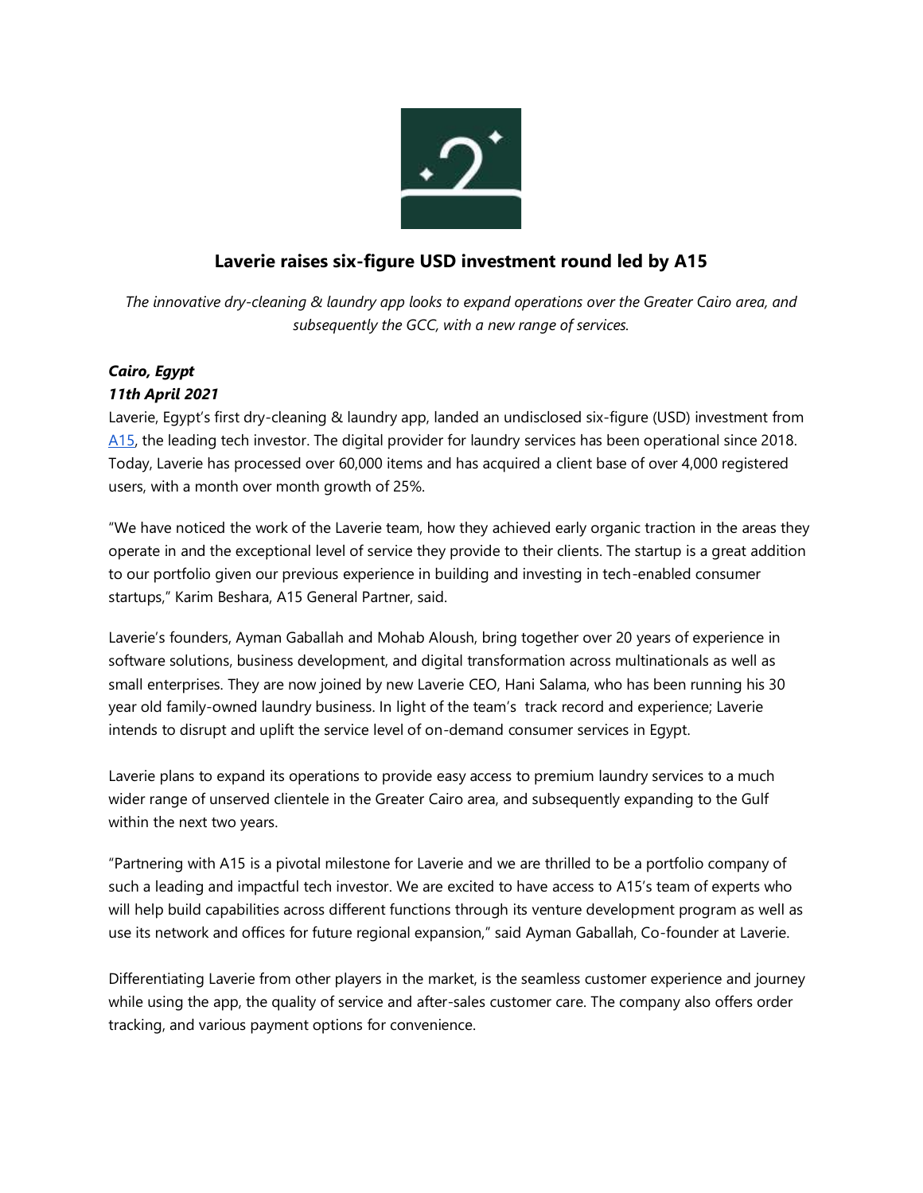# Laverie raises six-figure USD investment round led by A15

*The innovative dry-cleaning & laundry app looks to expand operations over the Greater Cairo area, and subsequently the GCC, with a new range of services.*

***Cairo, Egypt***
***11th April 2021***

Laverie, Egypt's first dry-cleaning & laundry app, landed an undisclosed six-figure (USD) investment from A15, the leading tech investor. The digital provider for laundry services has been operational since 2018. Today, Laverie has processed over 60,000 items and has acquired a client base of over 4,000 registered users, with a month over month growth of 25%.

"We have noticed the work of the Laverie team, how they achieved early organic traction in the areas they operate in and the exceptional level of service they provide to their clients. The startup is a great addition to our portfolio given our previous experience in building and investing in tech-enabled consumer startups," Karim Beshara, A15 General Partner, said.

Laverie's founders, Ayman Gaballah and Mohab Aloush, bring together over 20 years of experience in software solutions, business development, and digital transformation across multinationals as well as small enterprises. They are now joined by new Laverie CEO, Hani Salama, who has been running his 30 year old family-owned laundry business. In light of the team's track record and experience; Laverie intends to disrupt and uplift the service level of on-demand consumer services in Egypt.

Laverie plans to expand its operations to provide easy access to premium laundry services to a much wider range of unserved clientele in the Greater Cairo area, and subsequently expanding to the Gulf within the next two years.

"Partnering with A15 is a pivotal milestone for Laverie and we are thrilled to be a portfolio company of such a leading and impactful tech investor. We are excited to have access to A15's team of experts who will help build capabilities across different functions through its venture development program as well as use its network and offices for future regional expansion," said Ayman Gaballah, Co-founder at Laverie.

Differentiating Laverie from other players in the market, is the seamless customer experience and journey while using the app, the quality of service and after-sales customer care. The company also offers order tracking, and various payment options for convenience.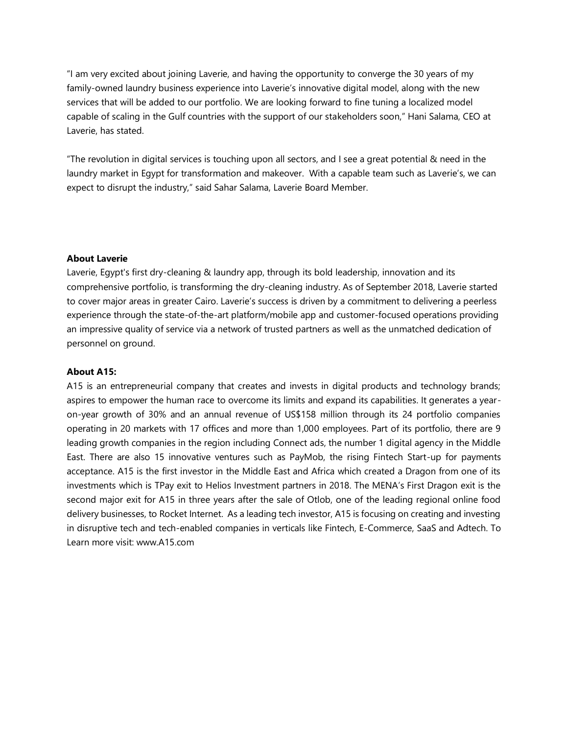"I am very excited about joining Laverie, and having the opportunity to converge the 30 years of my family-owned laundry business experience into Laverie's innovative digital model, along with the new services that will be added to our portfolio. We are looking forward to fine tuning a localized model capable of scaling in the Gulf countries with the support of our stakeholders soon," Hani Salama, CEO at Laverie, has stated.

"The revolution in digital services is touching upon all sectors, and I see a great potential & need in the laundry market in Egypt for transformation and makeover. With a capable team such as Laverie's, we can expect to disrupt the industry," said Sahar Salama, Laverie Board Member.

**About Laverie**

Laverie, Egypt's first dry-cleaning & laundry app, through its bold leadership, innovation and its comprehensive portfolio, is transforming the dry-cleaning industry. As of September 2018, Laverie started to cover major areas in greater Cairo. Laverie's success is driven by a commitment to delivering a peerless experience through the state-of-the-art platform/mobile app and customer-focused operations providing an impressive quality of service via a network of trusted partners as well as the unmatched dedication of personnel on ground.

**About A15:**

A15 is an entrepreneurial company that creates and invests in digital products and technology brands; aspires to empower the human race to overcome its limits and expand its capabilities. It generates a year-on-year growth of 30% and an annual revenue of US$158 million through its 24 portfolio companies operating in 20 markets with 17 offices and more than 1,000 employees. Part of its portfolio, there are 9 leading growth companies in the region including Connect ads, the number 1 digital agency in the Middle East. There are also 15 innovative ventures such as PayMob, the rising Fintech Start-up for payments acceptance. A15 is the first investor in the Middle East and Africa which created a Dragon from one of its investments which is TPay exit to Helios Investment partners in 2018. The MENA's First Dragon exit is the second major exit for A15 in three years after the sale of Otlob, one of the leading regional online food delivery businesses, to Rocket Internet. As a leading tech investor, A15 is focusing on creating and investing in disruptive tech and tech-enabled companies in verticals like Fintech, E-Commerce, SaaS and Adtech. To Learn more visit: www.A15.com